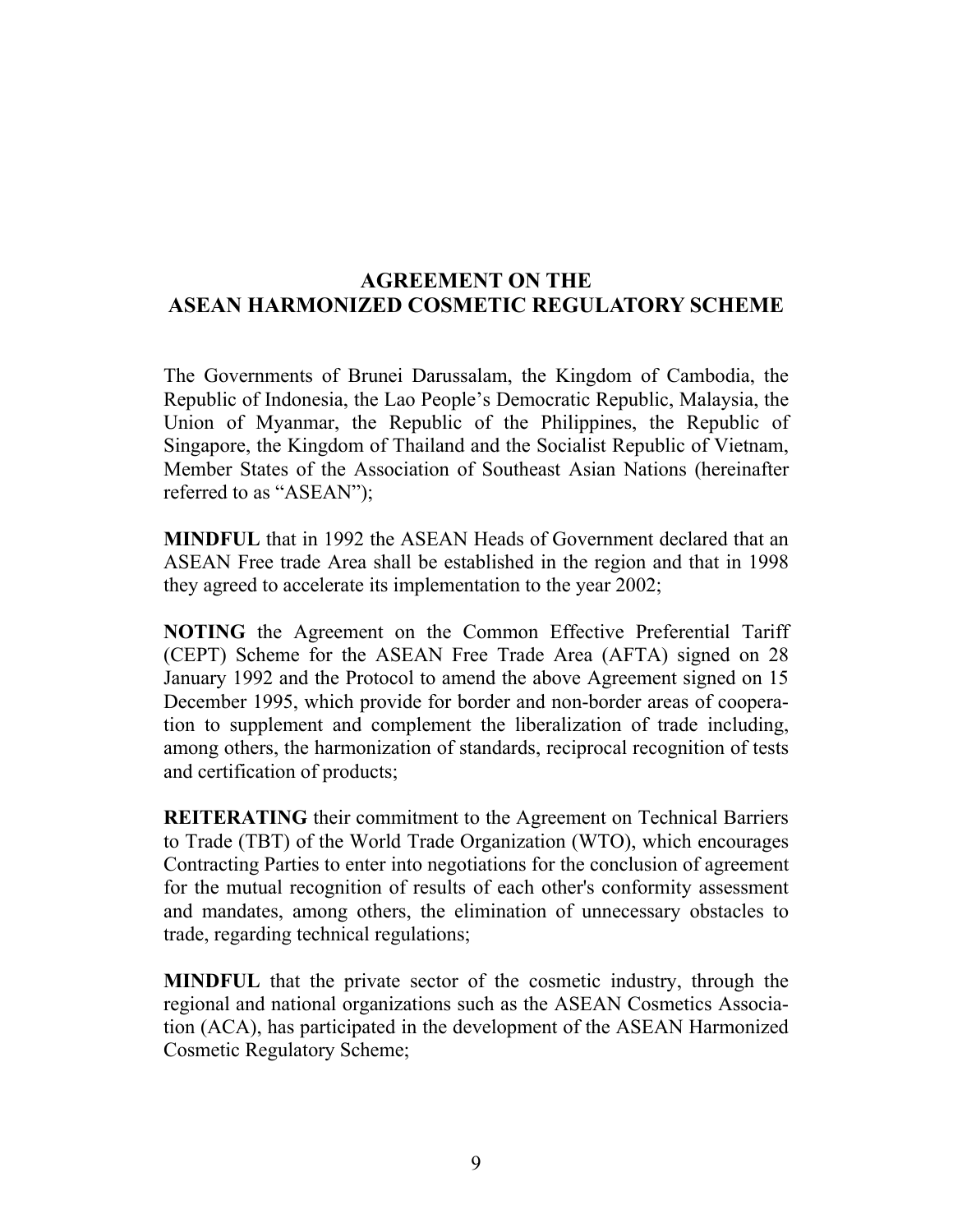# AGREEMENT ON THE ASEAN HARMONIZED COSMETIC REGULATORY SCHEME

The Governments of Brunei Darussalam, the Kingdom of Cambodia, the Republic of Indonesia, the Lao People's Democratic Republic, Malaysia, the Union of Myanmar, the Republic of the Philippines, the Republic of Singapore, the Kingdom of Thailand and the Socialist Republic of Vietnam, Member States of the Association of Southeast Asian Nations (hereinafter referred to as "ASEAN");

**MINDFUL** that in 1992 the ASEAN Heads of Government declared that an ASEAN Free trade Area shall be established in the region and that in 1998 they agreed to accelerate its implementation to the year 2002;

**NOTING** the Agreement on the Common Effective Preferential Tariff (CEPT) Scheme for the ASEAN Free Trade Area (AFTA) signed on 28 January 1992 and the Protocol to amend the above Agreement signed on 15 December 1995, which provide for border and non-border areas of cooperation to supplement and complement the liberalization of trade including, among others, the harmonization of standards, reciprocal recognition of tests and certification of products;

**REITERATING** their commitment to the Agreement on Technical Barriers to Trade (TBT) of the World Trade Organization (WTO), which encourages Contracting Parties to enter into negotiations for the conclusion of agreement for the mutual recognition of results of each other's conformity assessment and mandates, among others, the elimination of unnecessary obstacles to trade, regarding technical regulations;

**MINDFUL** that the private sector of the cosmetic industry, through the regional and national organizations such as the ASEAN Cosmetics Association (ACA), has participated in the development of the ASEAN Harmonized Cosmetic Regulatory Scheme;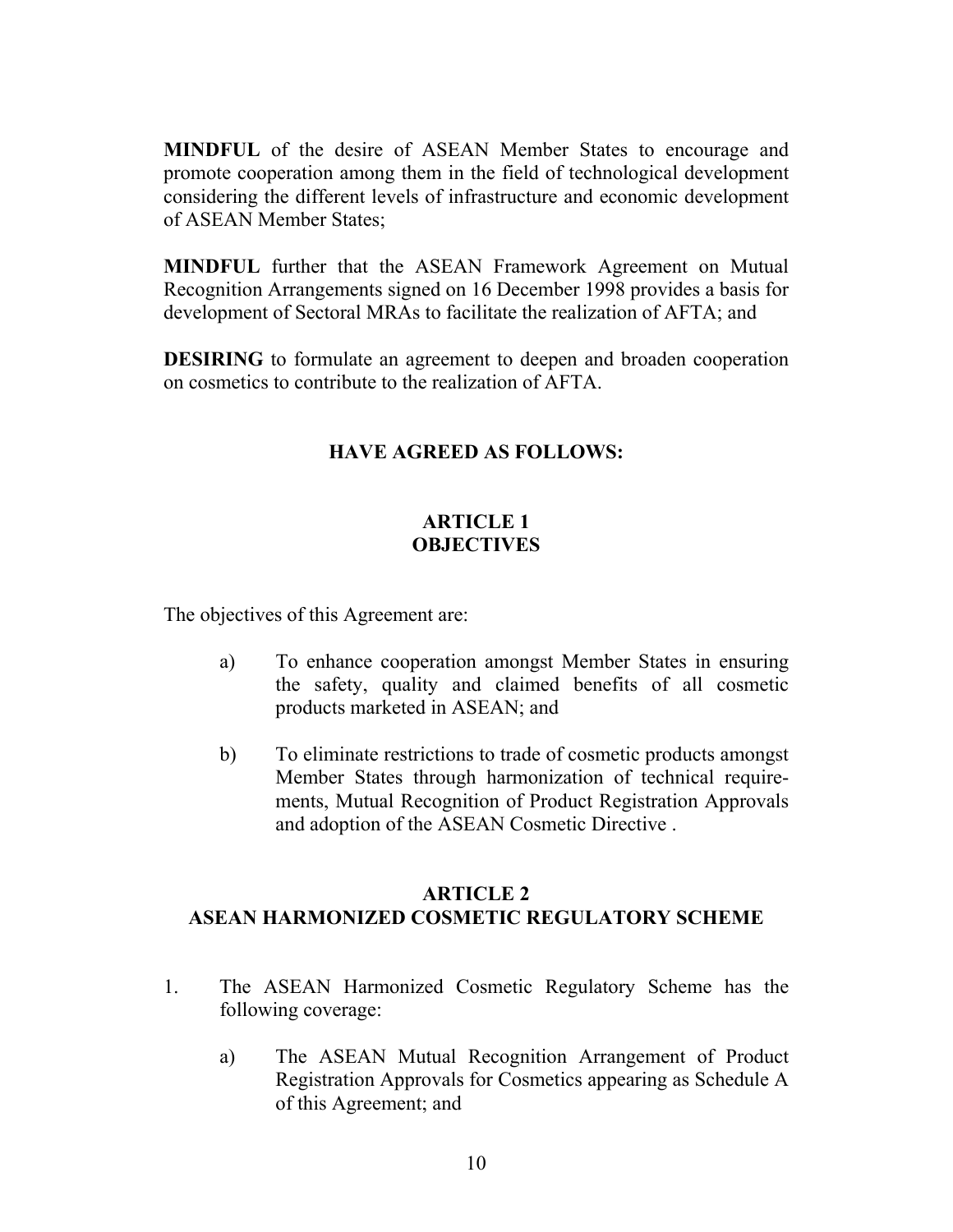**MINDFUL** of the desire of ASEAN Member States to encourage and promote cooperation among them in the field of technological development considering the different levels of infrastructure and economic development of ASEAN Member States;

**MINDFUL** further that the ASEAN Framework Agreement on Mutual Recognition Arrangements signed on 16 December 1998 provides a basis for development of Sectoral MRAs to facilitate the realization of AFTA; and

**DESIRING** to formulate an agreement to deepen and broaden cooperation on cosmetics to contribute to the realization of AFTA.

**HAVE AGREED AS FOLLOWS:**

## ARTICLE 1
## OBJECTIVES

The objectives of this Agreement are:

a) To enhance cooperation amongst Member States in ensuring the safety, quality and claimed benefits of all cosmetic products marketed in ASEAN; and

b) To eliminate restrictions to trade of cosmetic products amongst Member States through harmonization of technical requirements, Mutual Recognition of Product Registration Approvals and adoption of the ASEAN Cosmetic Directive .

## ARTICLE 2
## ASEAN HARMONIZED COSMETIC REGULATORY SCHEME

1. The ASEAN Harmonized Cosmetic Regulatory Scheme has the following coverage:

   a) The ASEAN Mutual Recognition Arrangement of Product Registration Approvals for Cosmetics appearing as Schedule A of this Agreement; and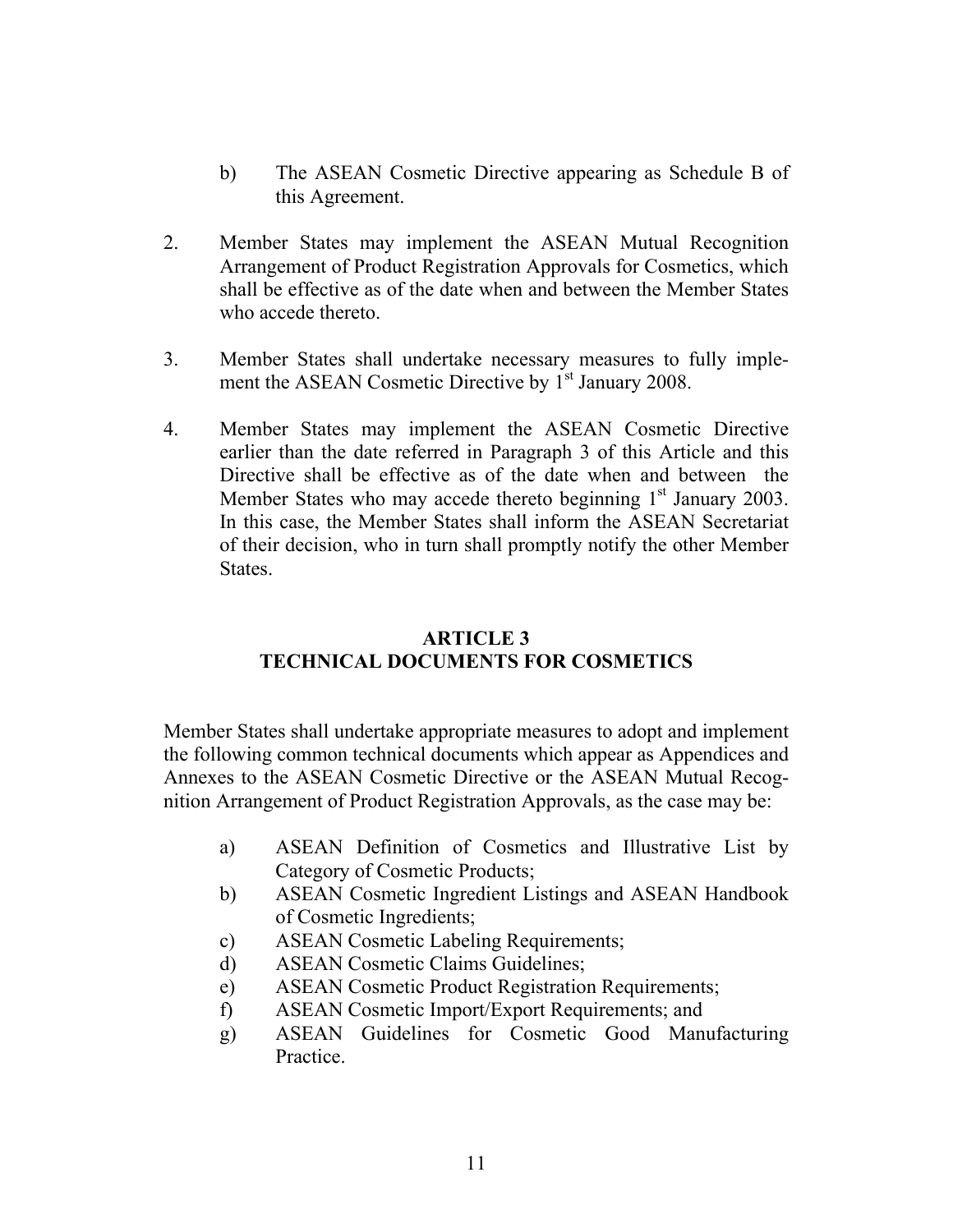b) The ASEAN Cosmetic Directive appearing as Schedule B of this Agreement.

2. Member States may implement the ASEAN Mutual Recognition Arrangement of Product Registration Approvals for Cosmetics, which shall be effective as of the date when and between the Member States who accede thereto.

3. Member States shall undertake necessary measures to fully implement the ASEAN Cosmetic Directive by 1st January 2008.

4. Member States may implement the ASEAN Cosmetic Directive earlier than the date referred in Paragraph 3 of this Article and this Directive shall be effective as of the date when and between the Member States who may accede thereto beginning 1st January 2003. In this case, the Member States shall inform the ASEAN Secretariat of their decision, who in turn shall promptly notify the other Member States.

## ARTICLE 3
## TECHNICAL DOCUMENTS FOR COSMETICS

Member States shall undertake appropriate measures to adopt and implement the following common technical documents which appear as Appendices and Annexes to the ASEAN Cosmetic Directive or the ASEAN Mutual Recognition Arrangement of Product Registration Approvals, as the case may be:

a) ASEAN Definition of Cosmetics and Illustrative List by Category of Cosmetic Products;
b) ASEAN Cosmetic Ingredient Listings and ASEAN Handbook of Cosmetic Ingredients;
c) ASEAN Cosmetic Labeling Requirements;
d) ASEAN Cosmetic Claims Guidelines;
e) ASEAN Cosmetic Product Registration Requirements;
f) ASEAN Cosmetic Import/Export Requirements; and
g) ASEAN Guidelines for Cosmetic Good Manufacturing Practice.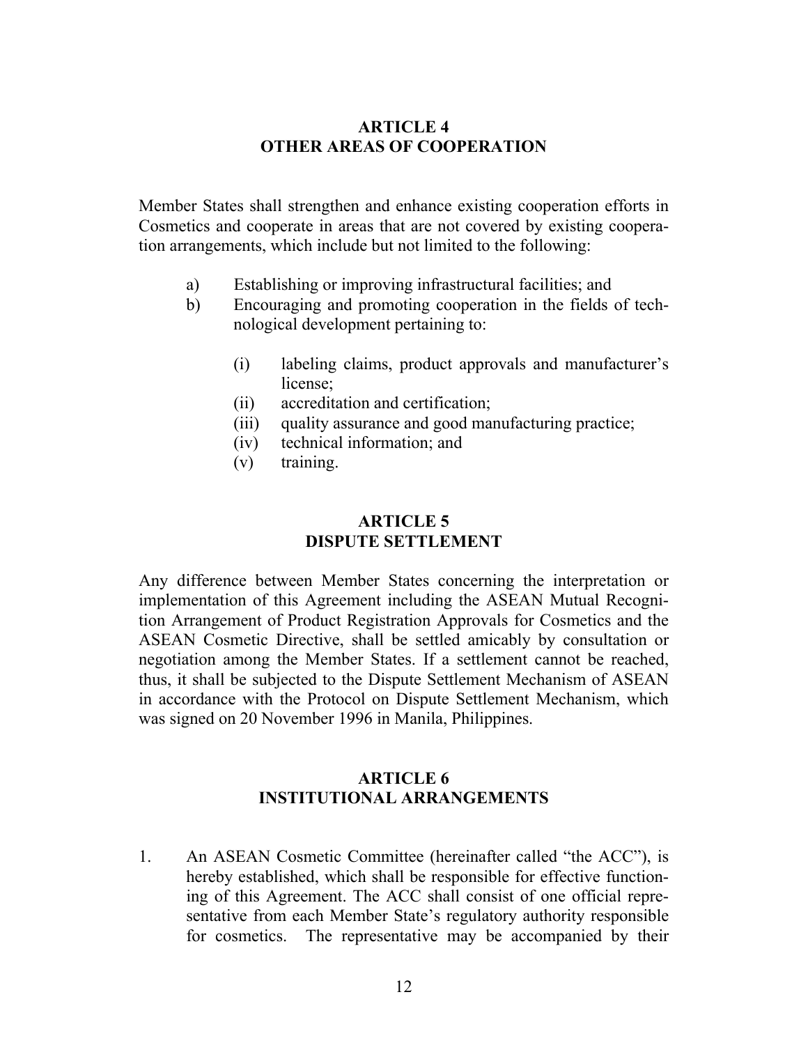## ARTICLE 4
## OTHER AREAS OF COOPERATION

Member States shall strengthen and enhance existing cooperation efforts in Cosmetics and cooperate in areas that are not covered by existing cooperation arrangements, which include but not limited to the following:

a) Establishing or improving infrastructural facilities; and
b) Encouraging and promoting cooperation in the fields of technological development pertaining to:

    (i) labeling claims, product approvals and manufacturer's license;
    (ii) accreditation and certification;
    (iii) quality assurance and good manufacturing practice;
    (iv) technical information; and
    (v) training.

## ARTICLE 5
## DISPUTE SETTLEMENT

Any difference between Member States concerning the interpretation or implementation of this Agreement including the ASEAN Mutual Recognition Arrangement of Product Registration Approvals for Cosmetics and the ASEAN Cosmetic Directive, shall be settled amicably by consultation or negotiation among the Member States. If a settlement cannot be reached, thus, it shall be subjected to the Dispute Settlement Mechanism of ASEAN in accordance with the Protocol on Dispute Settlement Mechanism, which was signed on 20 November 1996 in Manila, Philippines.

## ARTICLE 6
## INSTITUTIONAL ARRANGEMENTS

1. An ASEAN Cosmetic Committee (hereinafter called "the ACC"), is hereby established, which shall be responsible for effective functioning of this Agreement. The ACC shall consist of one official representative from each Member State's regulatory authority responsible for cosmetics. The representative may be accompanied by their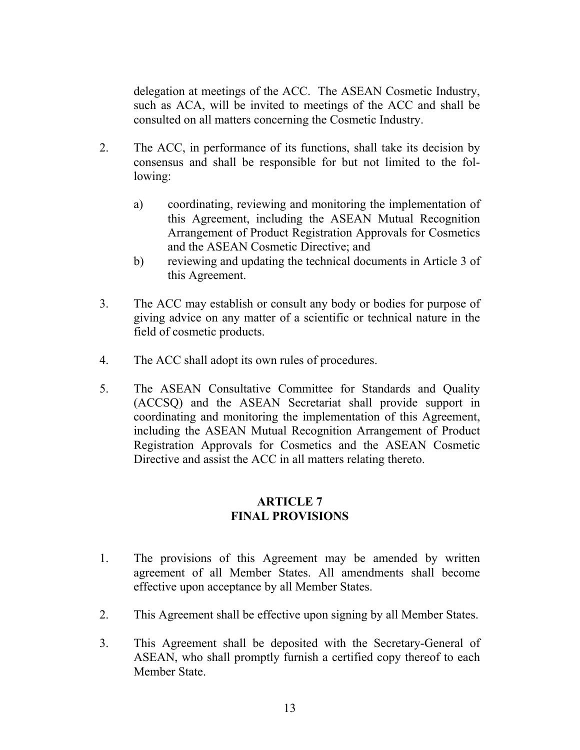delegation at meetings of the ACC. The ASEAN Cosmetic Industry, such as ACA, will be invited to meetings of the ACC and shall be consulted on all matters concerning the Cosmetic Industry.

2. The ACC, in performance of its functions, shall take its decision by consensus and shall be responsible for but not limited to the following:

   a) coordinating, reviewing and monitoring the implementation of this Agreement, including the ASEAN Mutual Recognition Arrangement of Product Registration Approvals for Cosmetics and the ASEAN Cosmetic Directive; and
   
   b) reviewing and updating the technical documents in Article 3 of this Agreement.

3. The ACC may establish or consult any body or bodies for purpose of giving advice on any matter of a scientific or technical nature in the field of cosmetic products.

4. The ACC shall adopt its own rules of procedures.

5. The ASEAN Consultative Committee for Standards and Quality (ACCSQ) and the ASEAN Secretariat shall provide support in coordinating and monitoring the implementation of this Agreement, including the ASEAN Mutual Recognition Arrangement of Product Registration Approvals for Cosmetics and the ASEAN Cosmetic Directive and assist the ACC in all matters relating thereto.

## ARTICLE 7
## FINAL PROVISIONS

1. The provisions of this Agreement may be amended by written agreement of all Member States. All amendments shall become effective upon acceptance by all Member States.

2. This Agreement shall be effective upon signing by all Member States.

3. This Agreement shall be deposited with the Secretary-General of ASEAN, who shall promptly furnish a certified copy thereof to each Member State.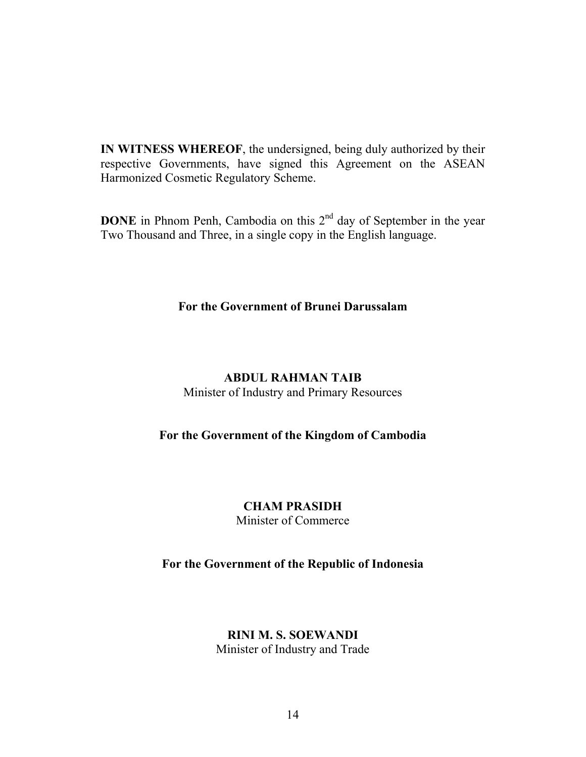**IN WITNESS WHEREOF**, the undersigned, being duly authorized by their respective Governments, have signed this Agreement on the ASEAN Harmonized Cosmetic Regulatory Scheme.

**DONE** in Phnom Penh, Cambodia on this 2nd day of September in the year Two Thousand and Three, in a single copy in the English language.

**For the Government of Brunei Darussalam**

**ABDUL RAHMAN TAIB**
Minister of Industry and Primary Resources

**For the Government of the Kingdom of Cambodia**

**CHAM PRASIDH**
Minister of Commerce

**For the Government of the Republic of Indonesia**

**RINI M. S. SOEWANDI**
Minister of Industry and Trade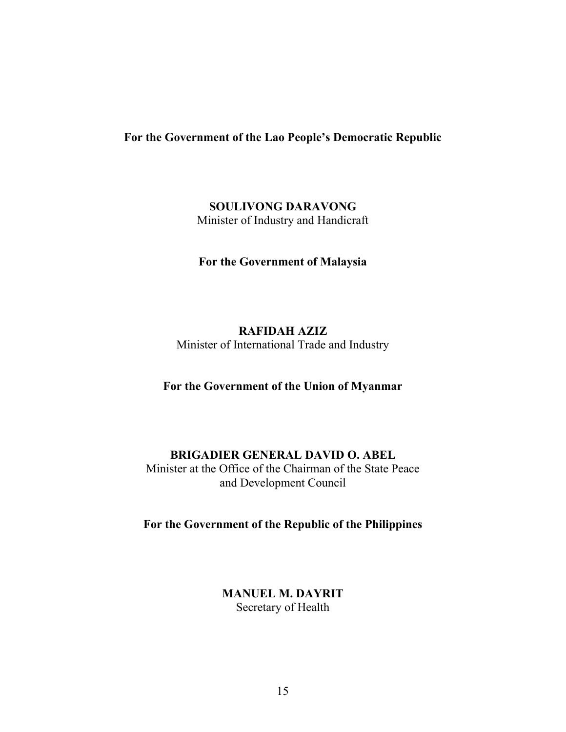**For the Government of the Lao People's Democratic Republic**

**SOULIVONG DARAVONG**
Minister of Industry and Handicraft

**For the Government of Malaysia**

**RAFIDAH AZIZ**
Minister of International Trade and Industry

**For the Government of the Union of Myanmar**

**BRIGADIER GENERAL DAVID O. ABEL**
Minister at the Office of the Chairman of the State Peace and Development Council

**For the Government of the Republic of the Philippines**

**MANUEL M. DAYRIT**
Secretary of Health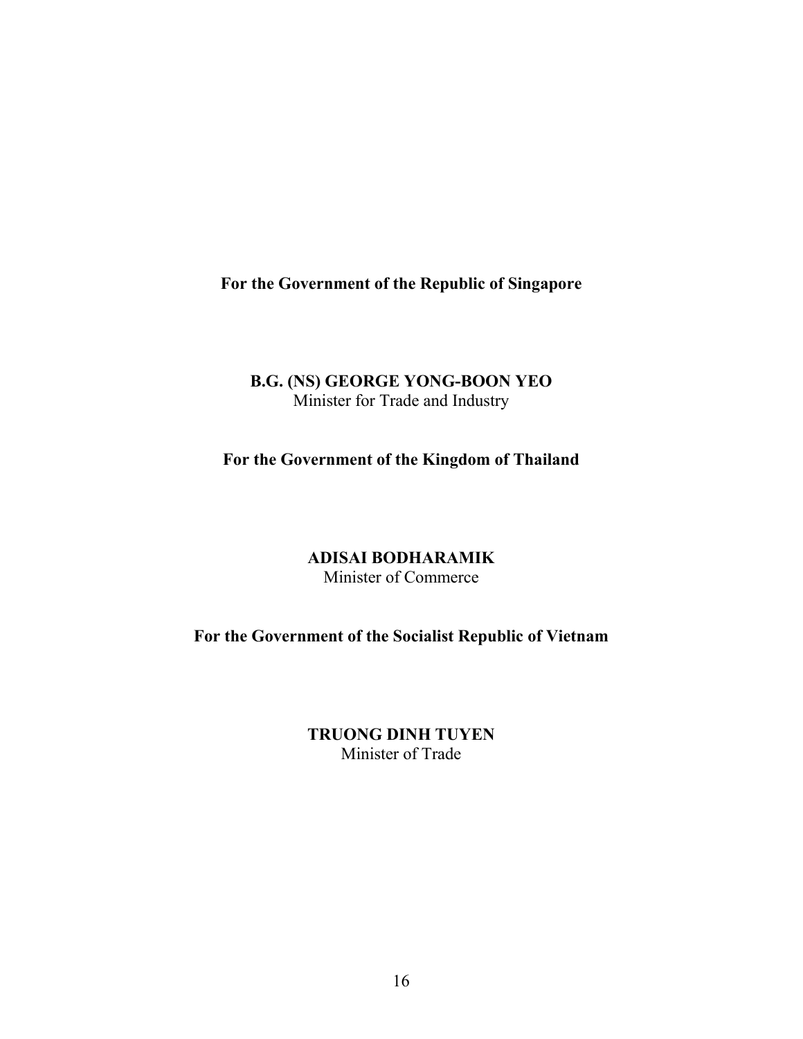**For the Government of the Republic of Singapore**

**B.G. (NS) GEORGE YONG-BOON YEO**
Minister for Trade and Industry

**For the Government of the Kingdom of Thailand**

**ADISAI BODHARAMIK**
Minister of Commerce

**For the Government of the Socialist Republic of Vietnam**

**TRUONG DINH TUYEN**
Minister of Trade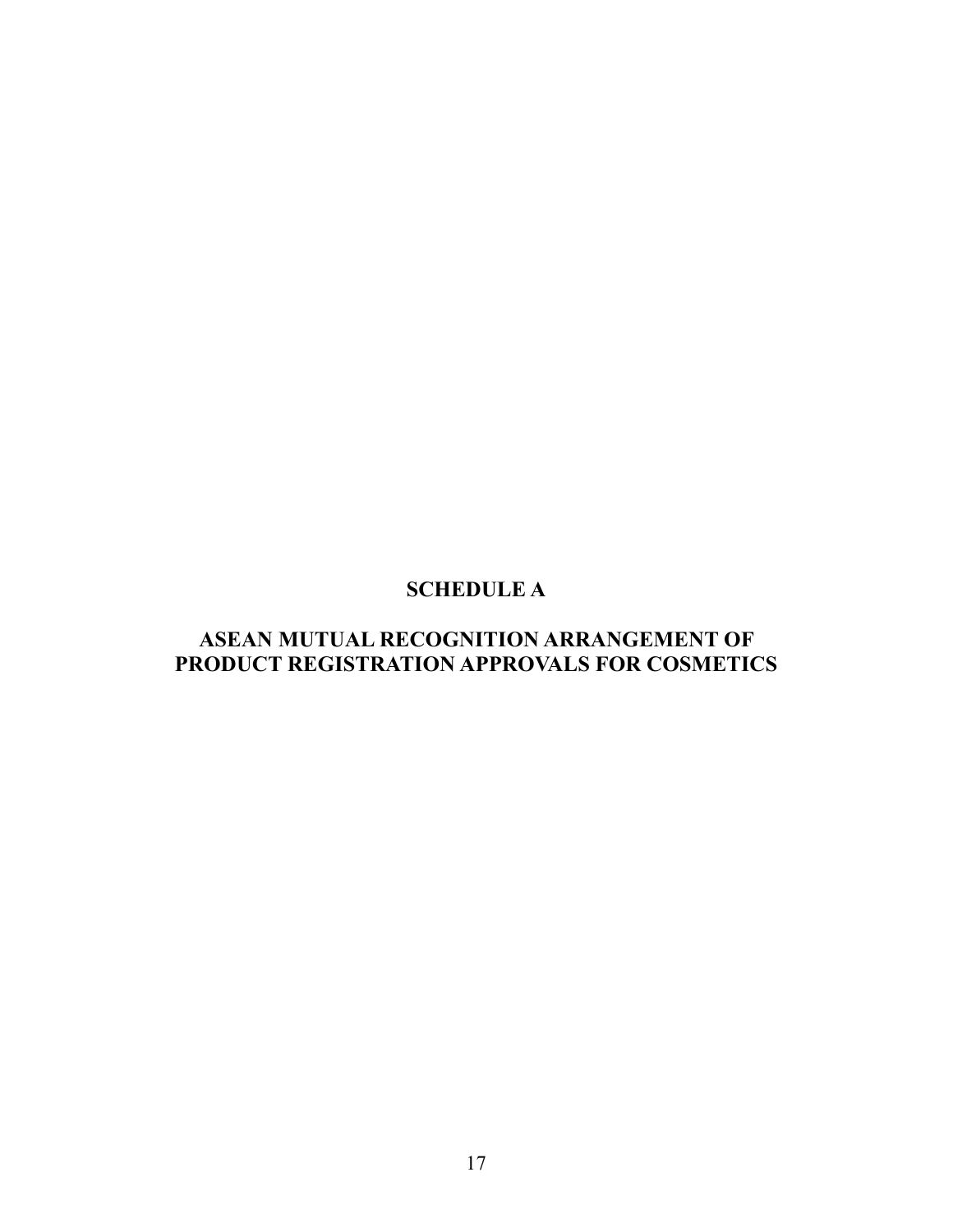# SCHEDULE A

## ASEAN MUTUAL RECOGNITION ARRANGEMENT OF PRODUCT REGISTRATION APPROVALS FOR COSMETICS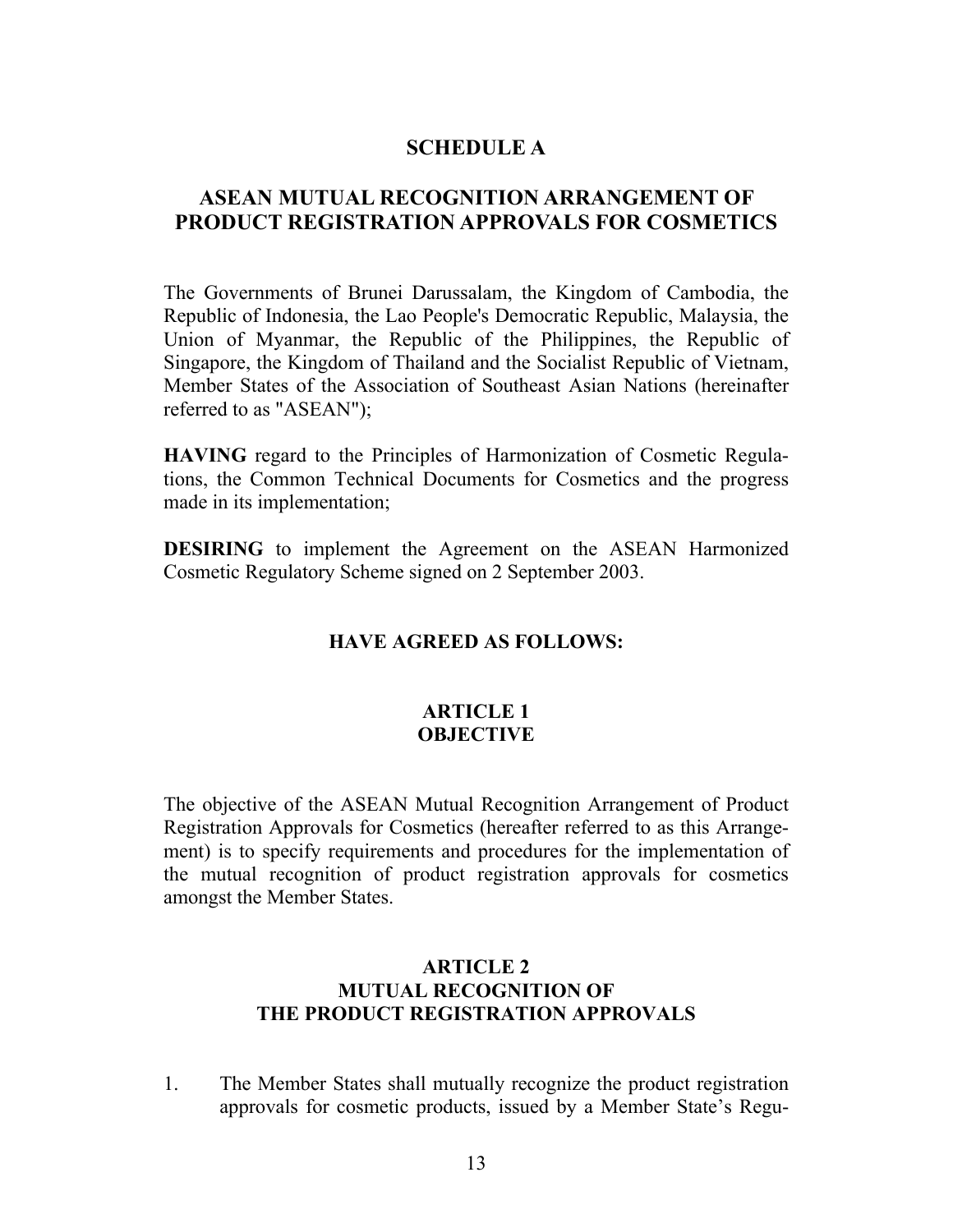# SCHEDULE A

## ASEAN MUTUAL RECOGNITION ARRANGEMENT OF PRODUCT REGISTRATION APPROVALS FOR COSMETICS

The Governments of Brunei Darussalam, the Kingdom of Cambodia, the Republic of Indonesia, the Lao People's Democratic Republic, Malaysia, the Union of Myanmar, the Republic of the Philippines, the Republic of Singapore, the Kingdom of Thailand and the Socialist Republic of Vietnam, Member States of the Association of Southeast Asian Nations (hereinafter referred to as "ASEAN");

**HAVING** regard to the Principles of Harmonization of Cosmetic Regulations, the Common Technical Documents for Cosmetics and the progress made in its implementation;

**DESIRING** to implement the Agreement on the ASEAN Harmonized Cosmetic Regulatory Scheme signed on 2 September 2003.

**HAVE AGREED AS FOLLOWS:**

### ARTICLE 1
### OBJECTIVE

The objective of the ASEAN Mutual Recognition Arrangement of Product Registration Approvals for Cosmetics (hereafter referred to as this Arrangement) is to specify requirements and procedures for the implementation of the mutual recognition of product registration approvals for cosmetics amongst the Member States.

### ARTICLE 2
### MUTUAL RECOGNITION OF THE PRODUCT REGISTRATION APPROVALS

1. The Member States shall mutually recognize the product registration approvals for cosmetic products, issued by a Member State's Regu-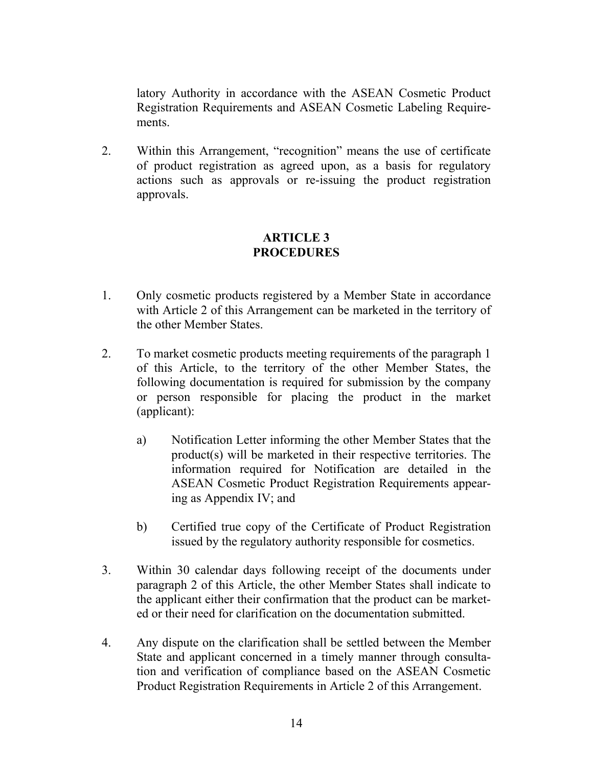latory Authority in accordance with the ASEAN Cosmetic Product Registration Requirements and ASEAN Cosmetic Labeling Requirements.

2. Within this Arrangement, "recognition" means the use of certificate of product registration as agreed upon, as a basis for regulatory actions such as approvals or re-issuing the product registration approvals.

## ARTICLE 3
## PROCEDURES

1. Only cosmetic products registered by a Member State in accordance with Article 2 of this Arrangement can be marketed in the territory of the other Member States.

2. To market cosmetic products meeting requirements of the paragraph 1 of this Article, to the territory of the other Member States, the following documentation is required for submission by the company or person responsible for placing the product in the market (applicant):

    a) Notification Letter informing the other Member States that the product(s) will be marketed in their respective territories. The information required for Notification are detailed in the ASEAN Cosmetic Product Registration Requirements appearing as Appendix IV; and

    b) Certified true copy of the Certificate of Product Registration issued by the regulatory authority responsible for cosmetics.

3. Within 30 calendar days following receipt of the documents under paragraph 2 of this Article, the other Member States shall indicate to the applicant either their confirmation that the product can be marketed or their need for clarification on the documentation submitted.

4. Any dispute on the clarification shall be settled between the Member State and applicant concerned in a timely manner through consultation and verification of compliance based on the ASEAN Cosmetic Product Registration Requirements in Article 2 of this Arrangement.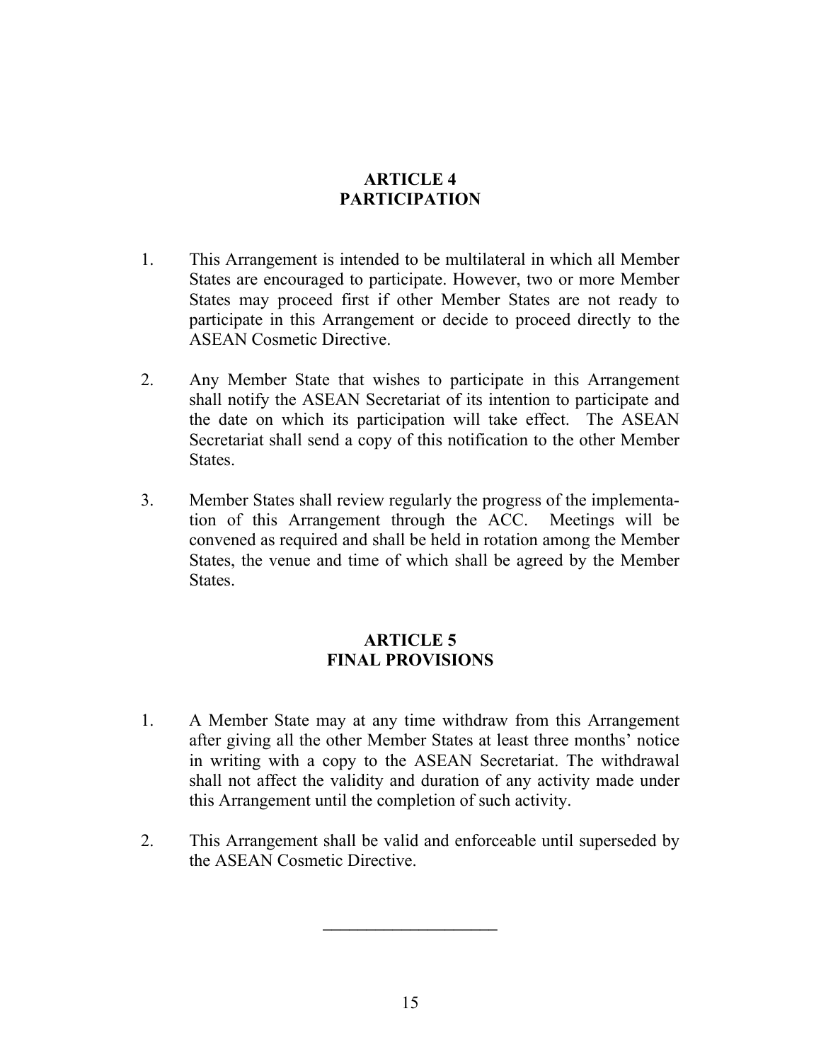## ARTICLE 4
## PARTICIPATION

1. This Arrangement is intended to be multilateral in which all Member States are encouraged to participate. However, two or more Member States may proceed first if other Member States are not ready to participate in this Arrangement or decide to proceed directly to the ASEAN Cosmetic Directive.

2. Any Member State that wishes to participate in this Arrangement shall notify the ASEAN Secretariat of its intention to participate and the date on which its participation will take effect. The ASEAN Secretariat shall send a copy of this notification to the other Member States.

3. Member States shall review regularly the progress of the implementation of this Arrangement through the ACC. Meetings will be convened as required and shall be held in rotation among the Member States, the venue and time of which shall be agreed by the Member States.

## ARTICLE 5
## FINAL PROVISIONS

1. A Member State may at any time withdraw from this Arrangement after giving all the other Member States at least three months' notice in writing with a copy to the ASEAN Secretariat. The withdrawal shall not affect the validity and duration of any activity made under this Arrangement until the completion of such activity.

2. This Arrangement shall be valid and enforceable until superseded by the ASEAN Cosmetic Directive.

---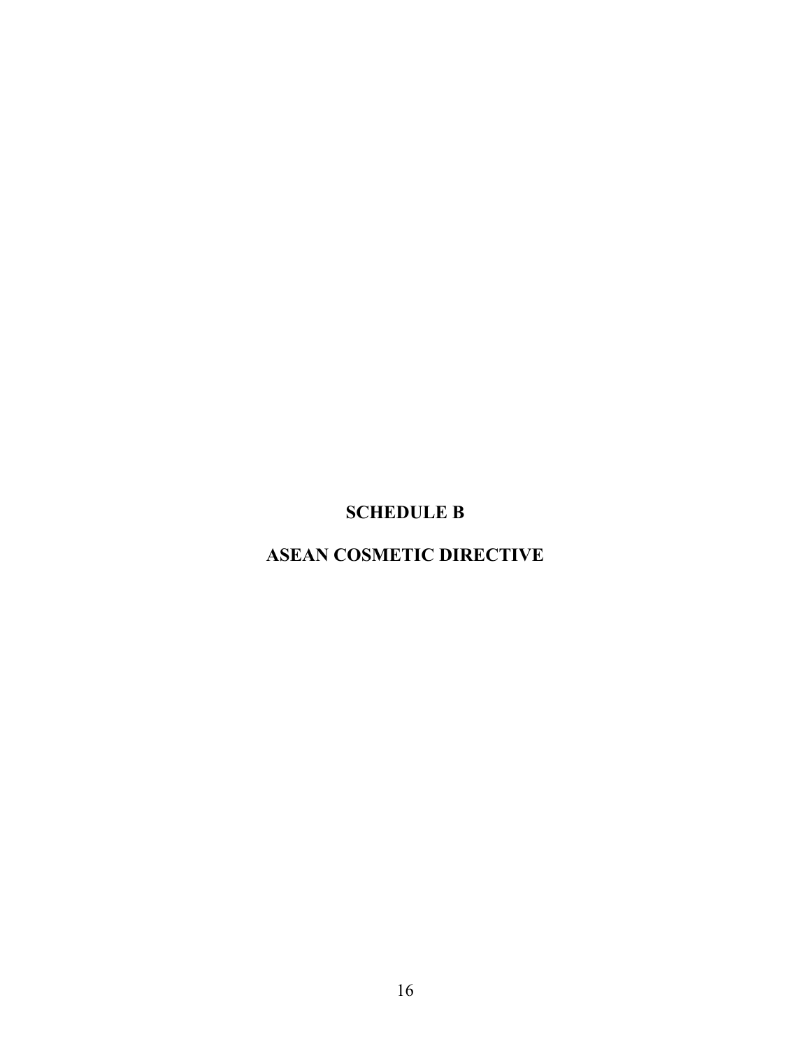# SCHEDULE B

# ASEAN COSMETIC DIRECTIVE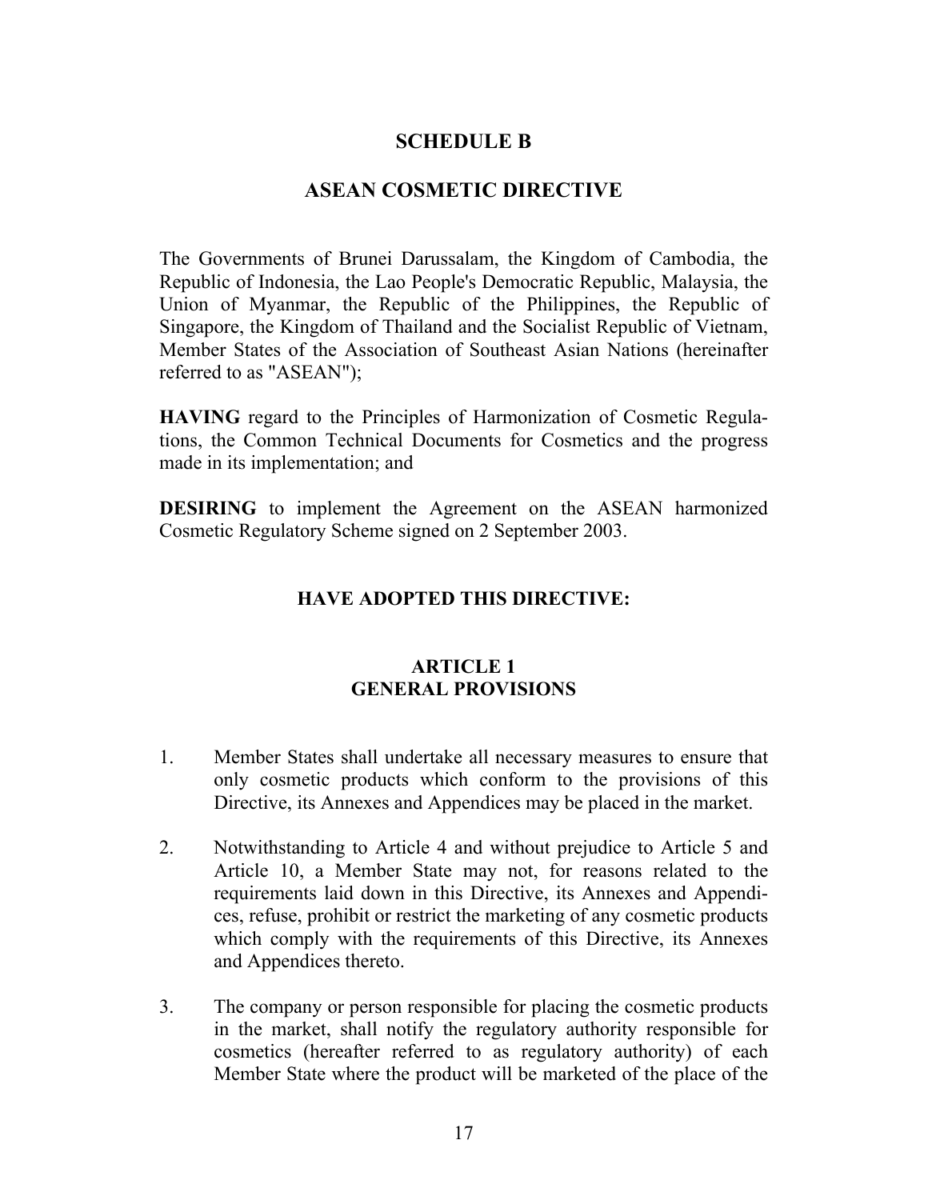# SCHEDULE B

# ASEAN COSMETIC DIRECTIVE

The Governments of Brunei Darussalam, the Kingdom of Cambodia, the Republic of Indonesia, the Lao People's Democratic Republic, Malaysia, the Union of Myanmar, the Republic of the Philippines, the Republic of Singapore, the Kingdom of Thailand and the Socialist Republic of Vietnam, Member States of the Association of Southeast Asian Nations (hereinafter referred to as "ASEAN");

**HAVING** regard to the Principles of Harmonization of Cosmetic Regulations, the Common Technical Documents for Cosmetics and the progress made in its implementation; and

**DESIRING** to implement the Agreement on the ASEAN harmonized Cosmetic Regulatory Scheme signed on 2 September 2003.

## HAVE ADOPTED THIS DIRECTIVE:

## ARTICLE 1
## GENERAL PROVISIONS

1. Member States shall undertake all necessary measures to ensure that only cosmetic products which conform to the provisions of this Directive, its Annexes and Appendices may be placed in the market.

2. Notwithstanding to Article 4 and without prejudice to Article 5 and Article 10, a Member State may not, for reasons related to the requirements laid down in this Directive, its Annexes and Appendices, refuse, prohibit or restrict the marketing of any cosmetic products which comply with the requirements of this Directive, its Annexes and Appendices thereto.

3. The company or person responsible for placing the cosmetic products in the market, shall notify the regulatory authority responsible for cosmetics (hereafter referred to as regulatory authority) of each Member State where the product will be marketed of the place of the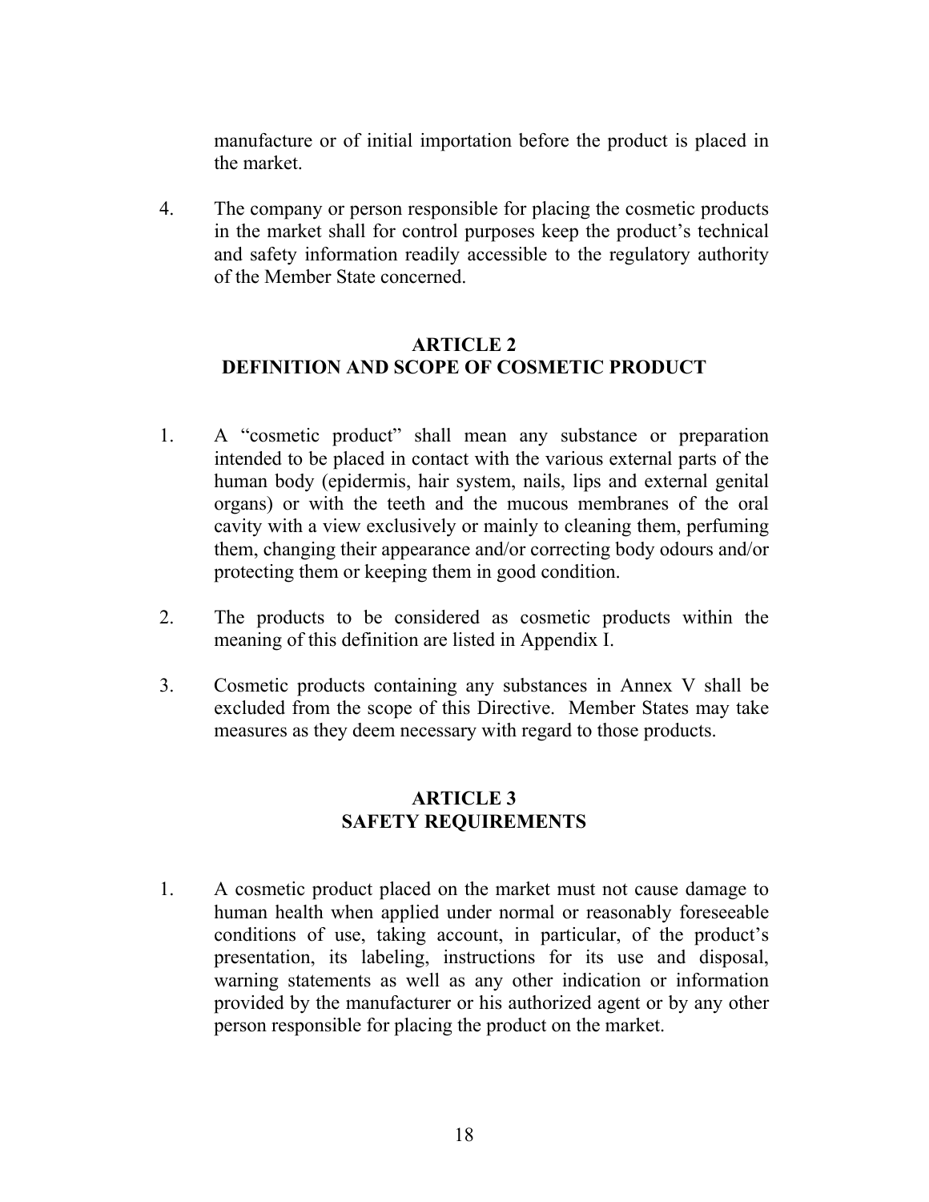manufacture or of initial importation before the product is placed in the market.

4. The company or person responsible for placing the cosmetic products in the market shall for control purposes keep the product's technical and safety information readily accessible to the regulatory authority of the Member State concerned.

## ARTICLE 2
## DEFINITION AND SCOPE OF COSMETIC PRODUCT

1. A "cosmetic product" shall mean any substance or preparation intended to be placed in contact with the various external parts of the human body (epidermis, hair system, nails, lips and external genital organs) or with the teeth and the mucous membranes of the oral cavity with a view exclusively or mainly to cleaning them, perfuming them, changing their appearance and/or correcting body odours and/or protecting them or keeping them in good condition.

2. The products to be considered as cosmetic products within the meaning of this definition are listed in Appendix I.

3. Cosmetic products containing any substances in Annex V shall be excluded from the scope of this Directive. Member States may take measures as they deem necessary with regard to those products.

## ARTICLE 3
## SAFETY REQUIREMENTS

1. A cosmetic product placed on the market must not cause damage to human health when applied under normal or reasonably foreseeable conditions of use, taking account, in particular, of the product's presentation, its labeling, instructions for its use and disposal, warning statements as well as any other indication or information provided by the manufacturer or his authorized agent or by any other person responsible for placing the product on the market.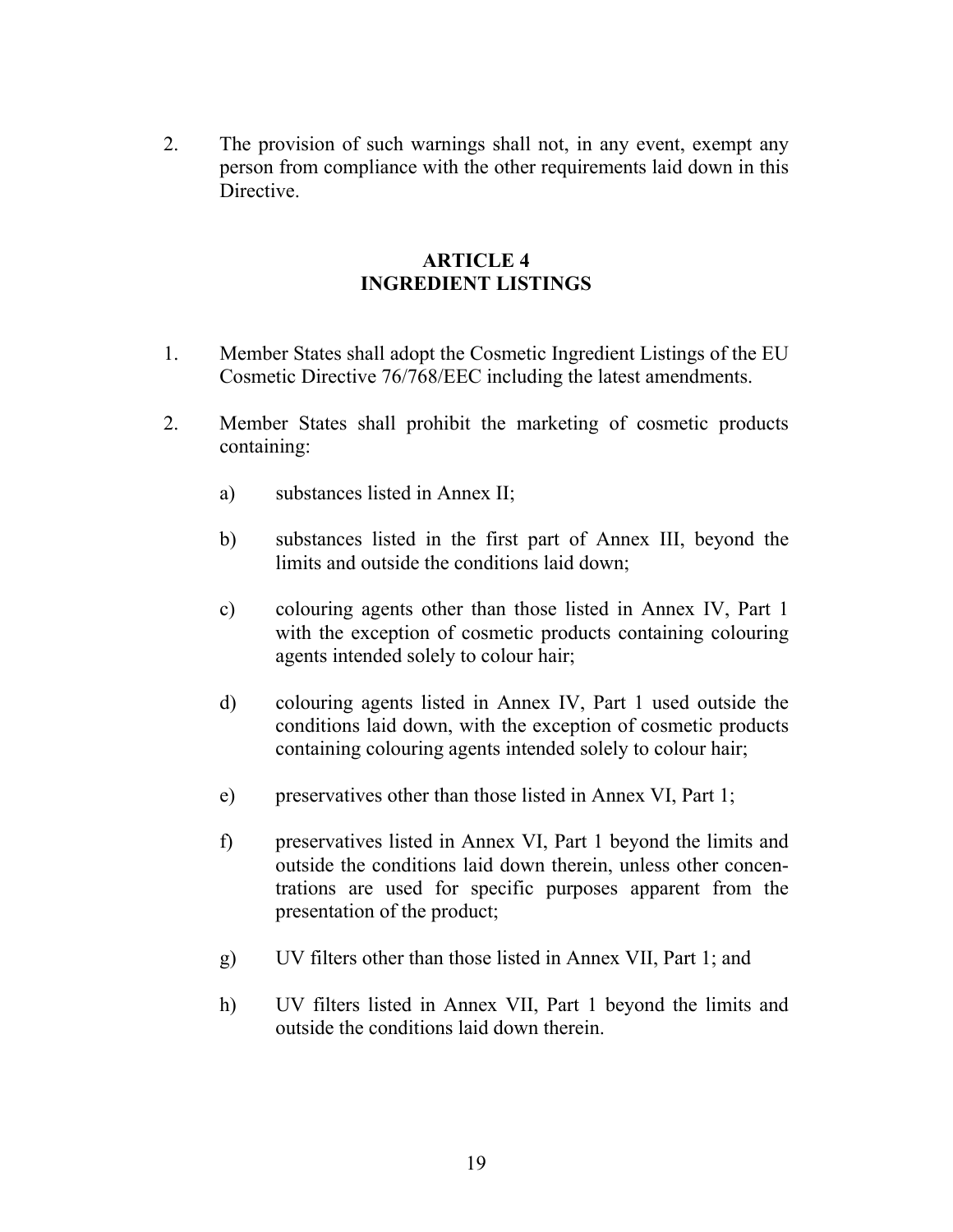2. The provision of such warnings shall not, in any event, exempt any person from compliance with the other requirements laid down in this Directive.

## ARTICLE 4
## INGREDIENT LISTINGS

1. Member States shall adopt the Cosmetic Ingredient Listings of the EU Cosmetic Directive 76/768/EEC including the latest amendments.

2. Member States shall prohibit the marketing of cosmetic products containing:

   a) substances listed in Annex II;

   b) substances listed in the first part of Annex III, beyond the limits and outside the conditions laid down;

   c) colouring agents other than those listed in Annex IV, Part 1 with the exception of cosmetic products containing colouring agents intended solely to colour hair;

   d) colouring agents listed in Annex IV, Part 1 used outside the conditions laid down, with the exception of cosmetic products containing colouring agents intended solely to colour hair;

   e) preservatives other than those listed in Annex VI, Part 1;

   f) preservatives listed in Annex VI, Part 1 beyond the limits and outside the conditions laid down therein, unless other concentrations are used for specific purposes apparent from the presentation of the product;

   g) UV filters other than those listed in Annex VII, Part 1; and

   h) UV filters listed in Annex VII, Part 1 beyond the limits and outside the conditions laid down therein.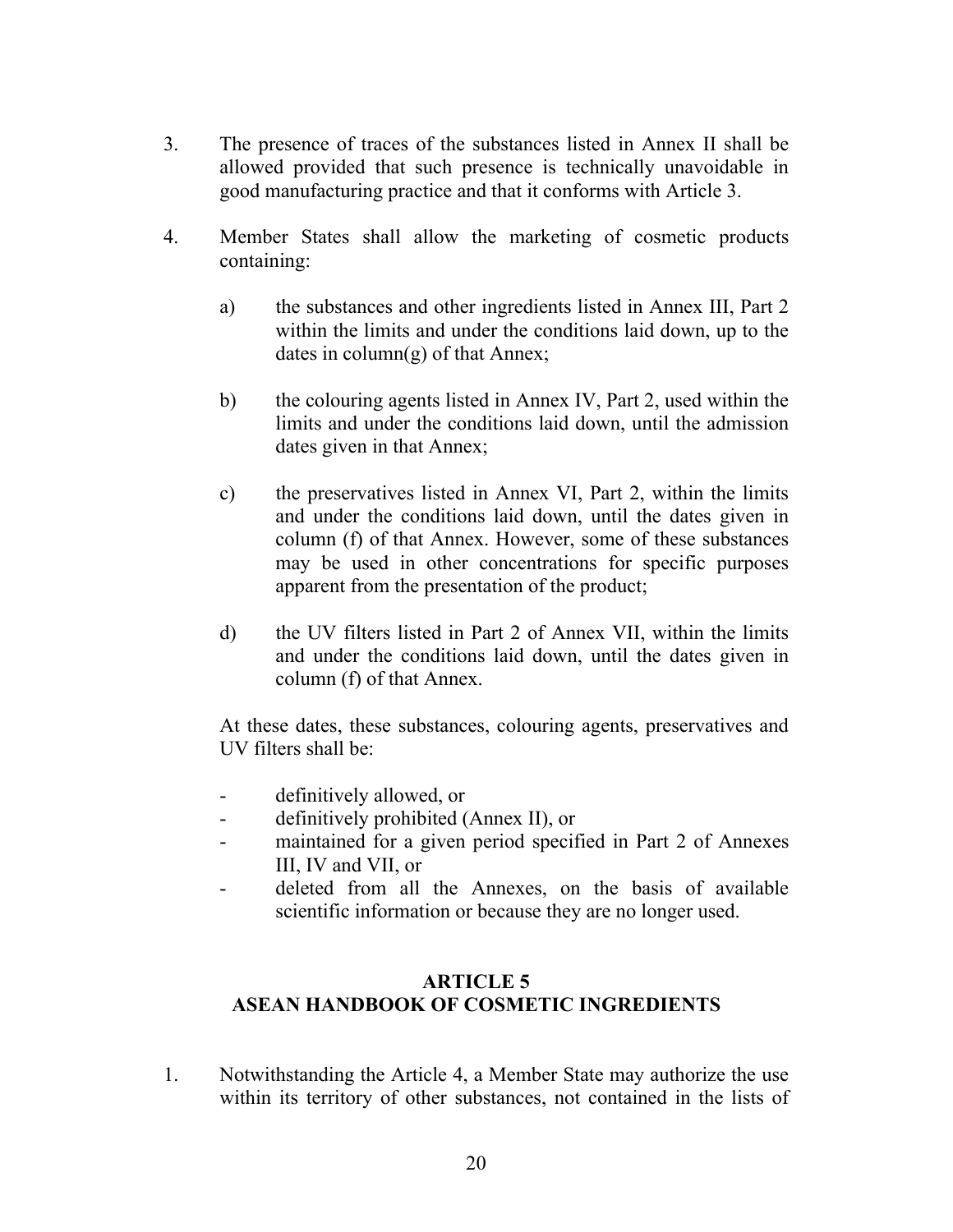3. The presence of traces of the substances listed in Annex II shall be allowed provided that such presence is technically unavoidable in good manufacturing practice and that it conforms with Article 3.

4. Member States shall allow the marketing of cosmetic products containing:

   a) the substances and other ingredients listed in Annex III, Part 2 within the limits and under the conditions laid down, up to the dates in column(g) of that Annex;

   b) the colouring agents listed in Annex IV, Part 2, used within the limits and under the conditions laid down, until the admission dates given in that Annex;

   c) the preservatives listed in Annex VI, Part 2, within the limits and under the conditions laid down, until the dates given in column (f) of that Annex. However, some of these substances may be used in other concentrations for specific purposes apparent from the presentation of the product;

   d) the UV filters listed in Part 2 of Annex VII, within the limits and under the conditions laid down, until the dates given in column (f) of that Annex.

   At these dates, these substances, colouring agents, preservatives and UV filters shall be:

   - definitively allowed, or
   - definitively prohibited (Annex II), or
   - maintained for a given period specified in Part 2 of Annexes III, IV and VII, or
   - deleted from all the Annexes, on the basis of available scientific information or because they are no longer used.

## ARTICLE 5
## ASEAN HANDBOOK OF COSMETIC INGREDIENTS

1. Notwithstanding the Article 4, a Member State may authorize the use within its territory of other substances, not contained in the lists of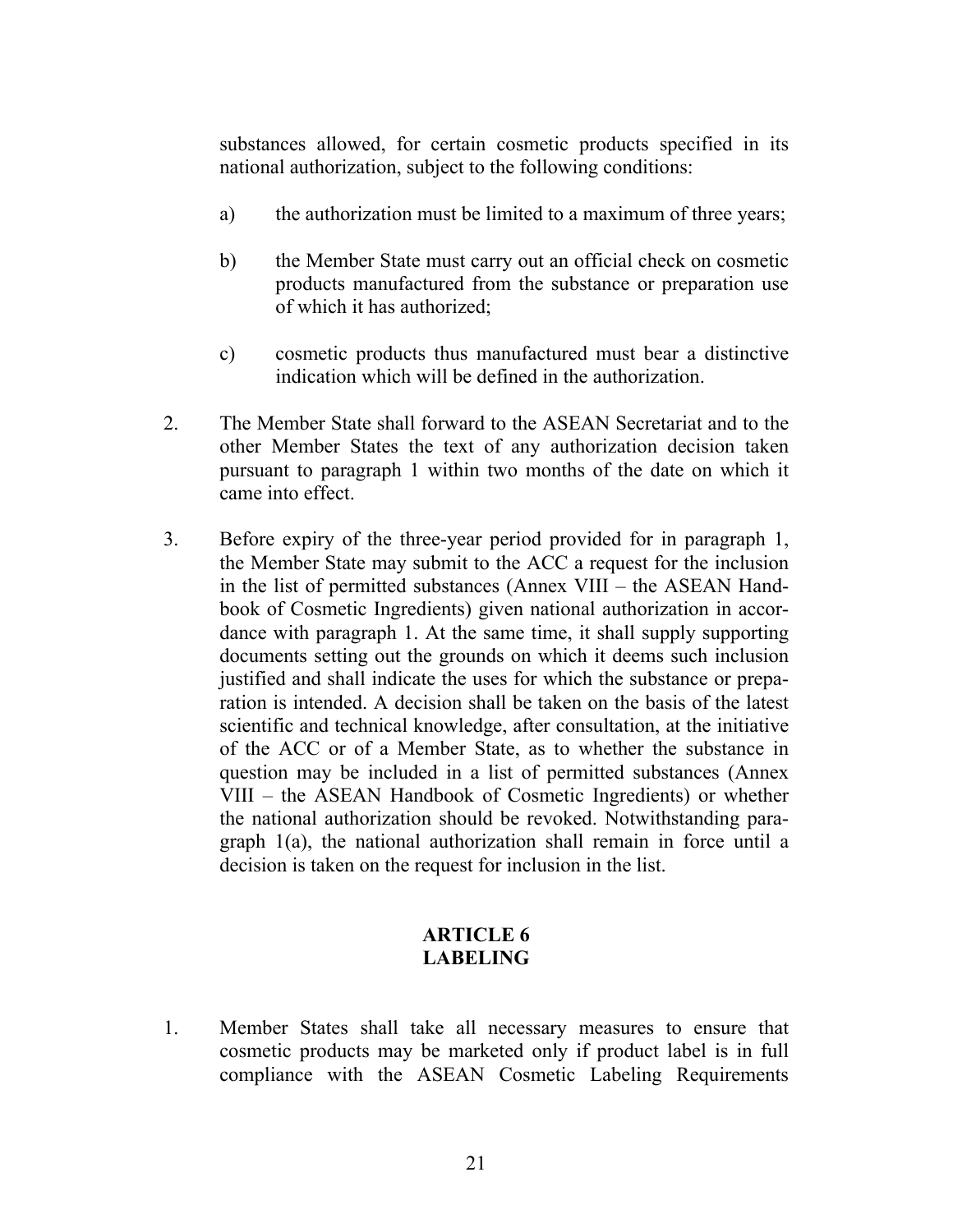substances allowed, for certain cosmetic products specified in its national authorization, subject to the following conditions:

a) the authorization must be limited to a maximum of three years;

b) the Member State must carry out an official check on cosmetic products manufactured from the substance or preparation use of which it has authorized;

c) cosmetic products thus manufactured must bear a distinctive indication which will be defined in the authorization.

2. The Member State shall forward to the ASEAN Secretariat and to the other Member States the text of any authorization decision taken pursuant to paragraph 1 within two months of the date on which it came into effect.

3. Before expiry of the three-year period provided for in paragraph 1, the Member State may submit to the ACC a request for the inclusion in the list of permitted substances (Annex VIII – the ASEAN Handbook of Cosmetic Ingredients) given national authorization in accordance with paragraph 1. At the same time, it shall supply supporting documents setting out the grounds on which it deems such inclusion justified and shall indicate the uses for which the substance or preparation is intended. A decision shall be taken on the basis of the latest scientific and technical knowledge, after consultation, at the initiative of the ACC or of a Member State, as to whether the substance in question may be included in a list of permitted substances (Annex VIII – the ASEAN Handbook of Cosmetic Ingredients) or whether the national authorization should be revoked. Notwithstanding paragraph 1(a), the national authorization shall remain in force until a decision is taken on the request for inclusion in the list.

## ARTICLE 6
## LABELING

1. Member States shall take all necessary measures to ensure that cosmetic products may be marketed only if product label is in full compliance with the ASEAN Cosmetic Labeling Requirements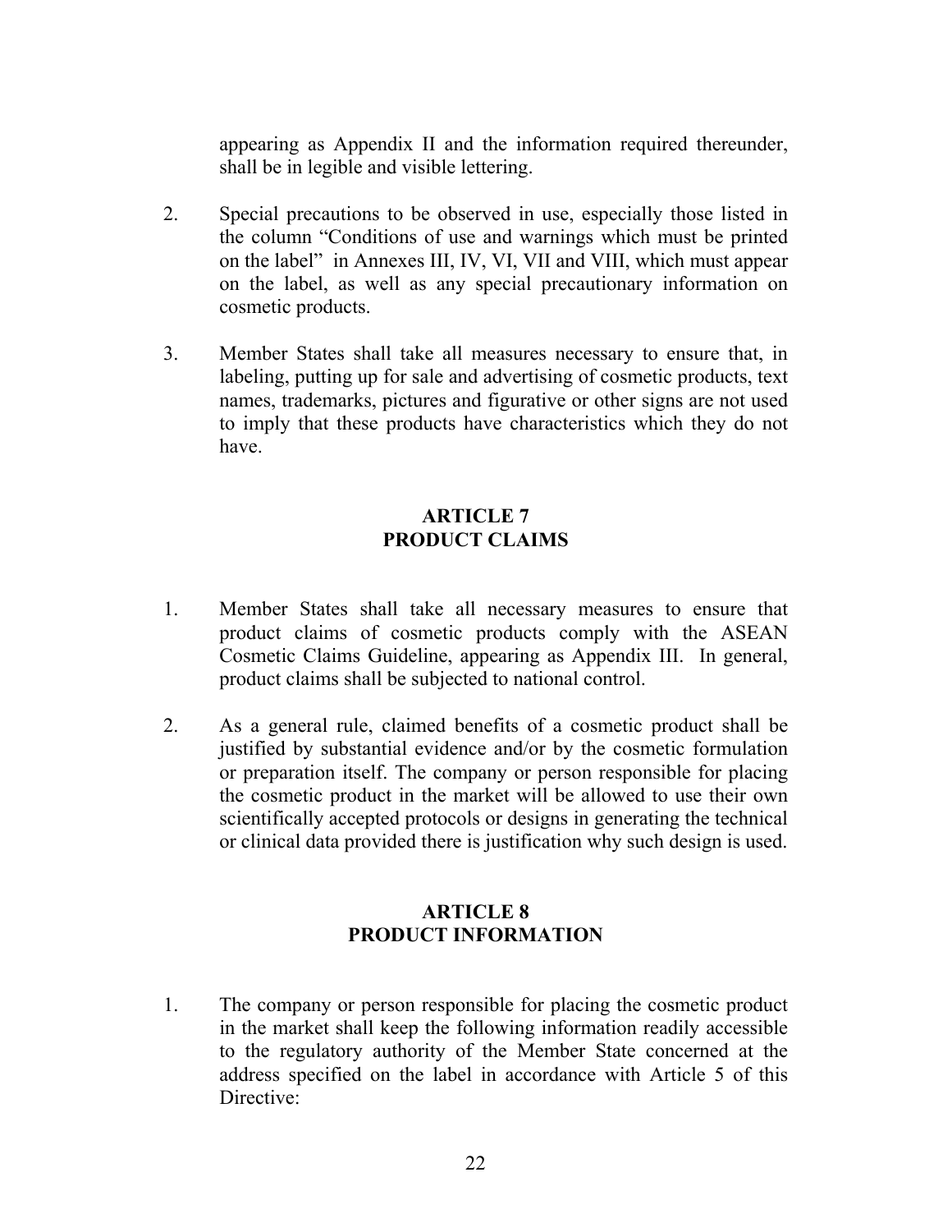appearing as Appendix II and the information required thereunder, shall be in legible and visible lettering.

2. Special precautions to be observed in use, especially those listed in the column "Conditions of use and warnings which must be printed on the label" in Annexes III, IV, VI, VII and VIII, which must appear on the label, as well as any special precautionary information on cosmetic products.

3. Member States shall take all measures necessary to ensure that, in labeling, putting up for sale and advertising of cosmetic products, text names, trademarks, pictures and figurative or other signs are not used to imply that these products have characteristics which they do not have.

## ARTICLE 7
## PRODUCT CLAIMS

1. Member States shall take all necessary measures to ensure that product claims of cosmetic products comply with the ASEAN Cosmetic Claims Guideline, appearing as Appendix III. In general, product claims shall be subjected to national control.

2. As a general rule, claimed benefits of a cosmetic product shall be justified by substantial evidence and/or by the cosmetic formulation or preparation itself. The company or person responsible for placing the cosmetic product in the market will be allowed to use their own scientifically accepted protocols or designs in generating the technical or clinical data provided there is justification why such design is used.

## ARTICLE 8
## PRODUCT INFORMATION

1. The company or person responsible for placing the cosmetic product in the market shall keep the following information readily accessible to the regulatory authority of the Member State concerned at the address specified on the label in accordance with Article 5 of this Directive: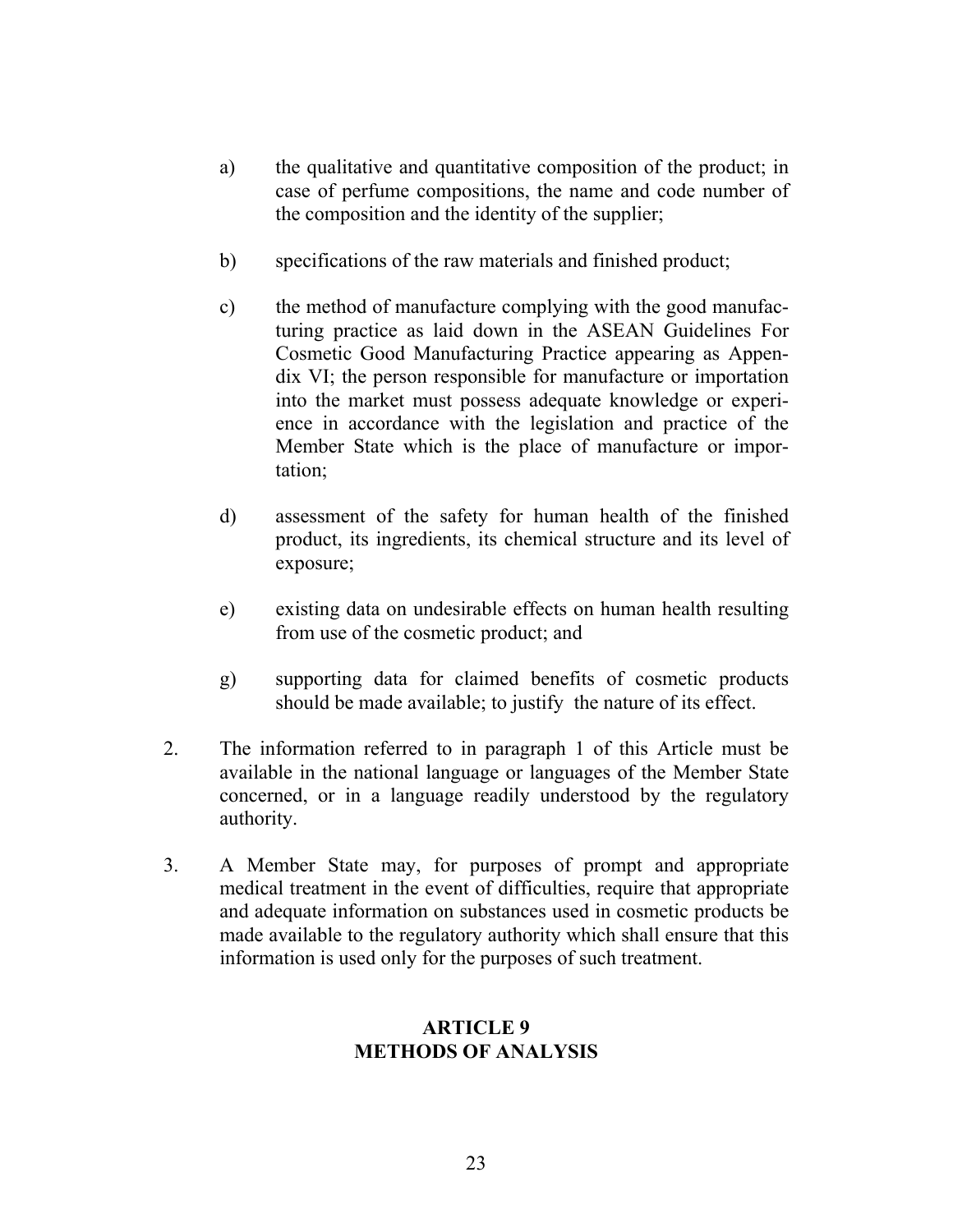a) the qualitative and quantitative composition of the product; in case of perfume compositions, the name and code number of the composition and the identity of the supplier;

b) specifications of the raw materials and finished product;

c) the method of manufacture complying with the good manufacturing practice as laid down in the ASEAN Guidelines For Cosmetic Good Manufacturing Practice appearing as Appendix VI; the person responsible for manufacture or importation into the market must possess adequate knowledge or experience in accordance with the legislation and practice of the Member State which is the place of manufacture or importation;

d) assessment of the safety for human health of the finished product, its ingredients, its chemical structure and its level of exposure;

e) existing data on undesirable effects on human health resulting from use of the cosmetic product; and

g) supporting data for claimed benefits of cosmetic products should be made available; to justify the nature of its effect.

2. The information referred to in paragraph 1 of this Article must be available in the national language or languages of the Member State concerned, or in a language readily understood by the regulatory authority.

3. A Member State may, for purposes of prompt and appropriate medical treatment in the event of difficulties, require that appropriate and adequate information on substances used in cosmetic products be made available to the regulatory authority which shall ensure that this information is used only for the purposes of such treatment.

## ARTICLE 9
## METHODS OF ANALYSIS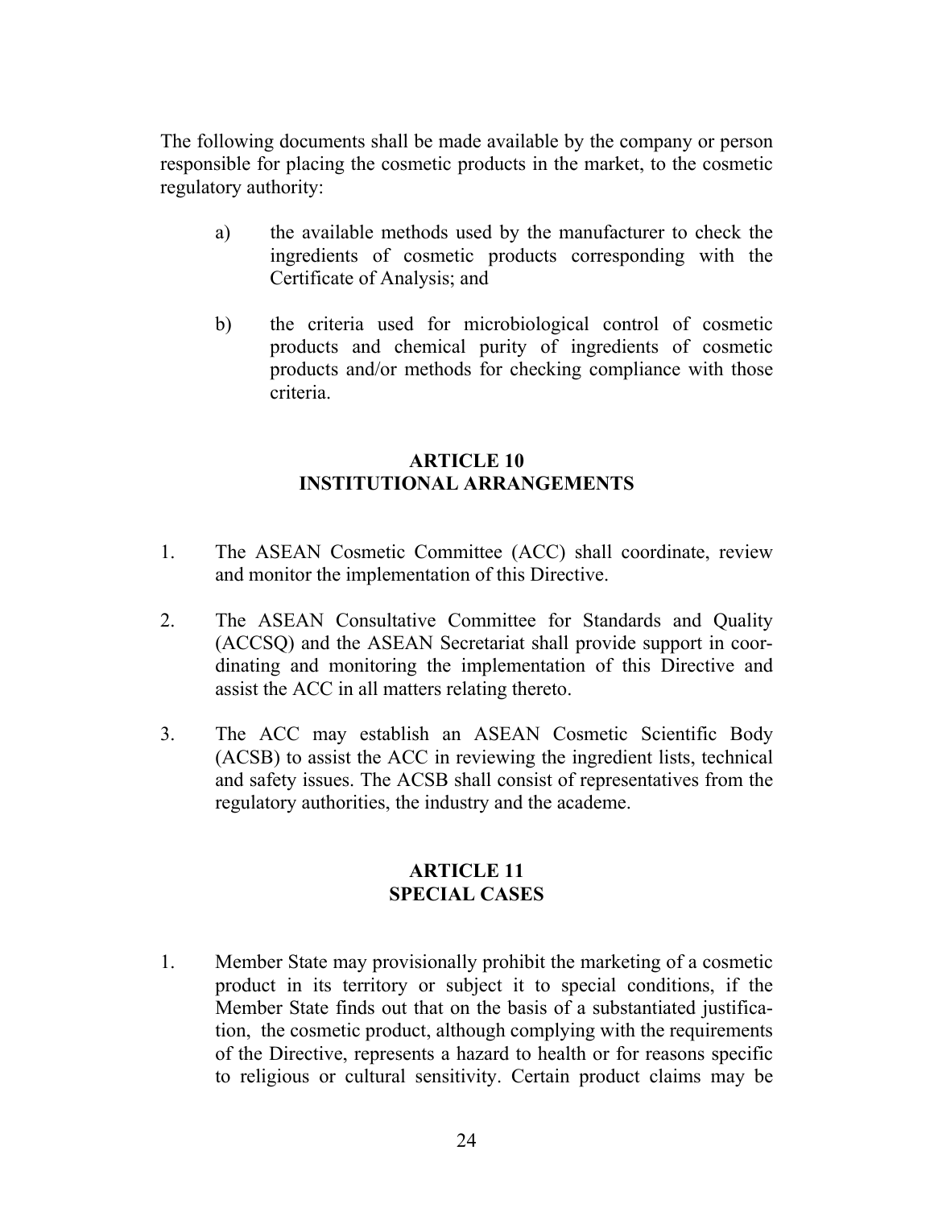The following documents shall be made available by the company or person responsible for placing the cosmetic products in the market, to the cosmetic regulatory authority:

a) the available methods used by the manufacturer to check the ingredients of cosmetic products corresponding with the Certificate of Analysis; and

b) the criteria used for microbiological control of cosmetic products and chemical purity of ingredients of cosmetic products and/or methods for checking compliance with those criteria.

## ARTICLE 10
## INSTITUTIONAL ARRANGEMENTS

1. The ASEAN Cosmetic Committee (ACC) shall coordinate, review and monitor the implementation of this Directive.

2. The ASEAN Consultative Committee for Standards and Quality (ACCSQ) and the ASEAN Secretariat shall provide support in coordinating and monitoring the implementation of this Directive and assist the ACC in all matters relating thereto.

3. The ACC may establish an ASEAN Cosmetic Scientific Body (ACSB) to assist the ACC in reviewing the ingredient lists, technical and safety issues. The ACSB shall consist of representatives from the regulatory authorities, the industry and the academe.

## ARTICLE 11
## SPECIAL CASES

1. Member State may provisionally prohibit the marketing of a cosmetic product in its territory or subject it to special conditions, if the Member State finds out that on the basis of a substantiated justification, the cosmetic product, although complying with the requirements of the Directive, represents a hazard to health or for reasons specific to religious or cultural sensitivity. Certain product claims may be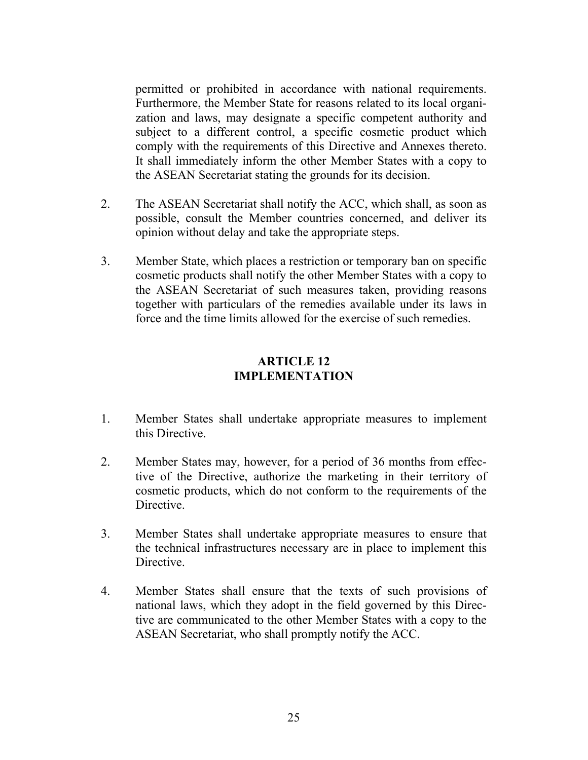permitted or prohibited in accordance with national requirements. Furthermore, the Member State for reasons related to its local organization and laws, may designate a specific competent authority and subject to a different control, a specific cosmetic product which comply with the requirements of this Directive and Annexes thereto. It shall immediately inform the other Member States with a copy to the ASEAN Secretariat stating the grounds for its decision.

2. The ASEAN Secretariat shall notify the ACC, which shall, as soon as possible, consult the Member countries concerned, and deliver its opinion without delay and take the appropriate steps.

3. Member State, which places a restriction or temporary ban on specific cosmetic products shall notify the other Member States with a copy to the ASEAN Secretariat of such measures taken, providing reasons together with particulars of the remedies available under its laws in force and the time limits allowed for the exercise of such remedies.

## ARTICLE 12
## IMPLEMENTATION

1. Member States shall undertake appropriate measures to implement this Directive.

2. Member States may, however, for a period of 36 months from effective of the Directive, authorize the marketing in their territory of cosmetic products, which do not conform to the requirements of the Directive.

3. Member States shall undertake appropriate measures to ensure that the technical infrastructures necessary are in place to implement this Directive.

4. Member States shall ensure that the texts of such provisions of national laws, which they adopt in the field governed by this Directive are communicated to the other Member States with a copy to the ASEAN Secretariat, who shall promptly notify the ACC.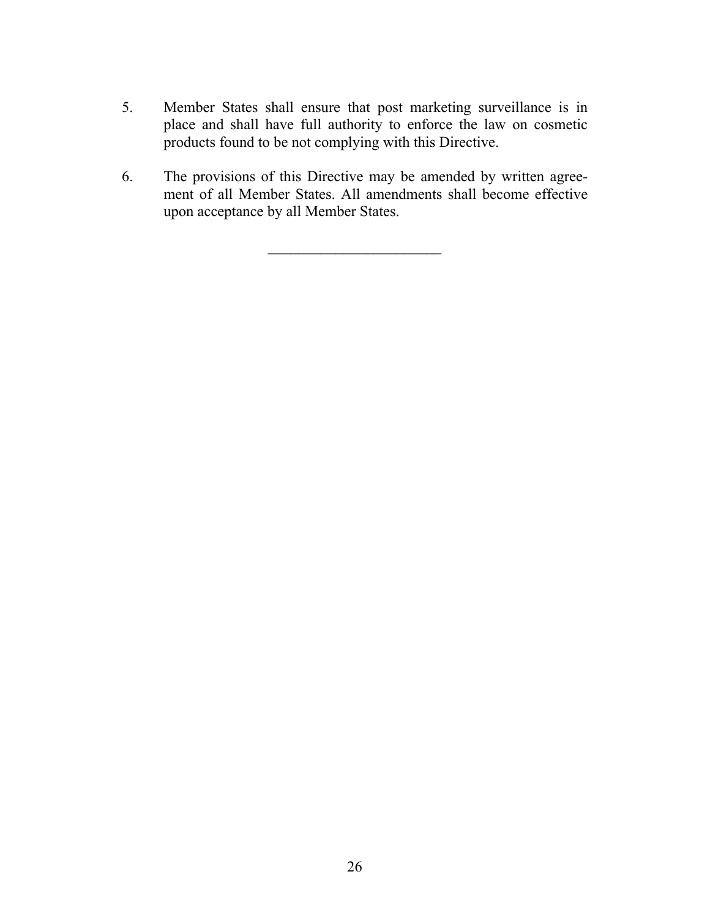5. Member States shall ensure that post marketing surveillance is in place and shall have full authority to enforce the law on cosmetic products found to be not complying with this Directive.

6. The provisions of this Directive may be amended by written agreement of all Member States. All amendments shall become effective upon acceptance by all Member States.

---